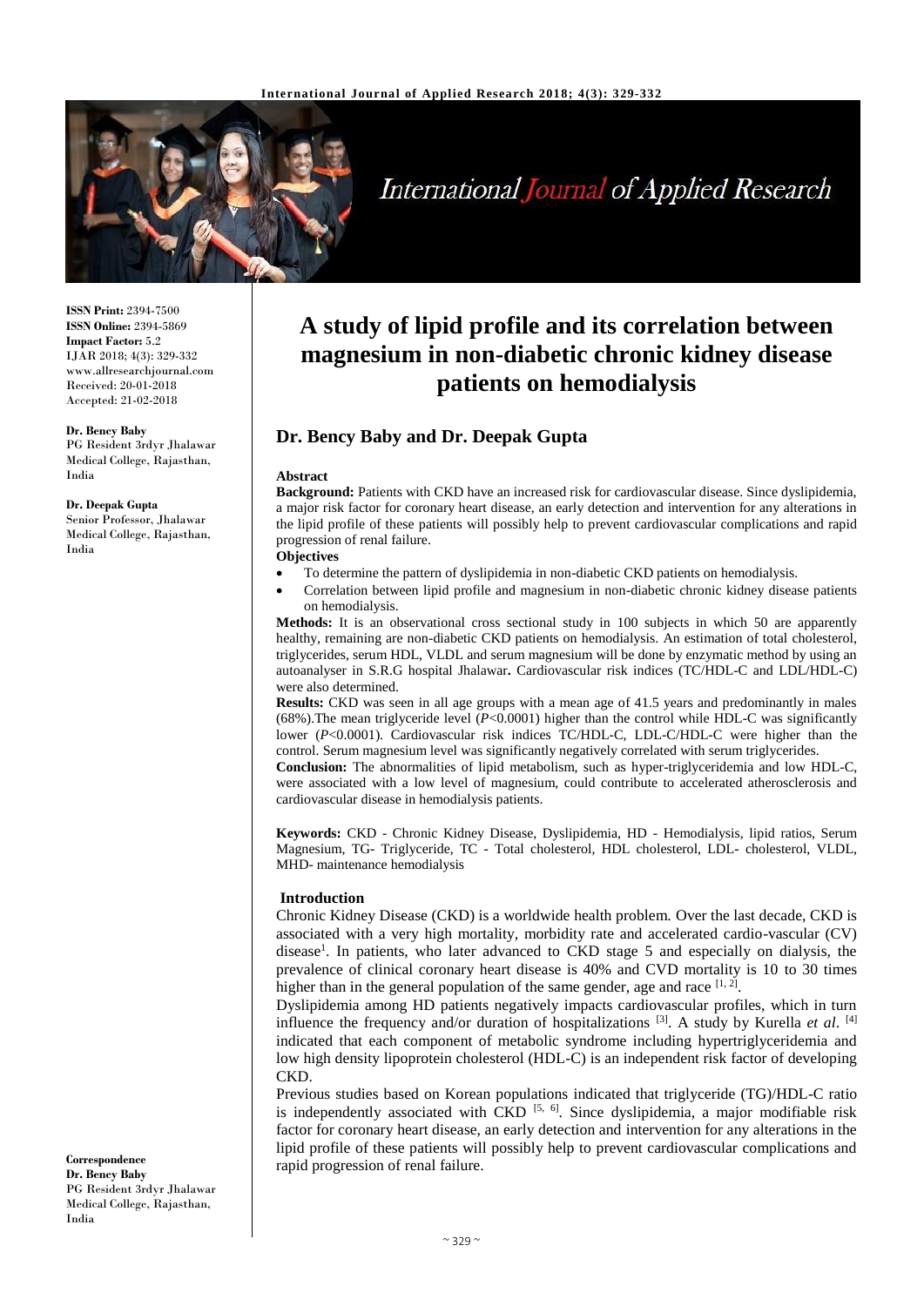# A study of lipid profile and its correlation between magnesium in non-diabetic chronic kidney disease patients on hemodialysis

**Dr. Bency Baby and Dr. Deepak Gupta**

**ISSN Print:** 2394-7500
**ISSN Online:** 2394-5869
**Impact Factor:** 5.2
IJAR 2018; 4(3): 329-332
www.allresearchjournal.com
Received: 20-01-2018
Accepted: 21-02-2018

**Dr. Bency Baby**
PG Resident 3rdyr Jhalawar Medical College, Rajasthan, India

**Dr. Deepak Gupta**
Senior Professor, Jhalawar Medical College, Rajasthan, India

**Correspondence**
**Dr. Bency Baby**
PG Resident 3rdyr Jhalawar Medical College, Rajasthan, India

## Abstract

**Background:** Patients with CKD have an increased risk for cardiovascular disease. Since dyslipidemia, a major risk factor for coronary heart disease, an early detection and intervention for any alterations in the lipid profile of these patients will possibly help to prevent cardiovascular complications and rapid progression of renal failure.

**Objectives**

- To determine the pattern of dyslipidemia in non-diabetic CKD patients on hemodialysis.
- Correlation between lipid profile and magnesium in non-diabetic chronic kidney disease patients on hemodialysis.

**Methods:** It is an observational cross sectional study in 100 subjects in which 50 are apparently healthy, remaining are non-diabetic CKD patients on hemodialysis. An estimation of total cholesterol, triglycerides, serum HDL, VLDL and serum magnesium will be done by enzymatic method by using an autoanalyser in S.R.G hospital Jhalawar**.** Cardiovascular risk indices (TC/HDL-C and LDL/HDL-C) were also determined.

**Results:** CKD was seen in all age groups with a mean age of 41.5 years and predominantly in males (68%).The mean triglyceride level ($P<0.0001$) higher than the control while HDL-C was significantly lower ($P<0.0001$). Cardiovascular risk indices TC/HDL-C, LDL-C/HDL-C were higher than the control. Serum magnesium level was significantly negatively correlated with serum triglycerides.

**Conclusion:** The abnormalities of lipid metabolism, such as hyper-triglyceridemia and low HDL-C, were associated with a low level of magnesium, could contribute to accelerated atherosclerosis and cardiovascular disease in hemodialysis patients.

**Keywords:** CKD - Chronic Kidney Disease, Dyslipidemia, HD - Hemodialysis, lipid ratios, Serum Magnesium, TG- Triglyceride, TC - Total cholesterol, HDL cholesterol, LDL- cholesterol, VLDL, MHD- maintenance hemodialysis

## Introduction

Chronic Kidney Disease (CKD) is a worldwide health problem. Over the last decade, CKD is associated with a very high mortality, morbidity rate and accelerated cardio-vascular (CV) disease[1]. In patients, who later advanced to CKD stage 5 and especially on dialysis, the prevalence of clinical coronary heart disease is 40% and CVD mortality is 10 to 30 times higher than in the general population of the same gender, age and race [1, 2].

Dyslipidemia among HD patients negatively impacts cardiovascular profiles, which in turn influence the frequency and/or duration of hospitalizations [3]. A study by Kurella *et al*. [4] indicated that each component of metabolic syndrome including hypertriglyceridemia and low high density lipoprotein cholesterol (HDL-C) is an independent risk factor of developing CKD.

Previous studies based on Korean populations indicated that triglyceride (TG)/HDL-C ratio is independently associated with CKD [5, 6]. Since dyslipidemia, a major modifiable risk factor for coronary heart disease, an early detection and intervention for any alterations in the lipid profile of these patients will possibly help to prevent cardiovascular complications and rapid progression of renal failure.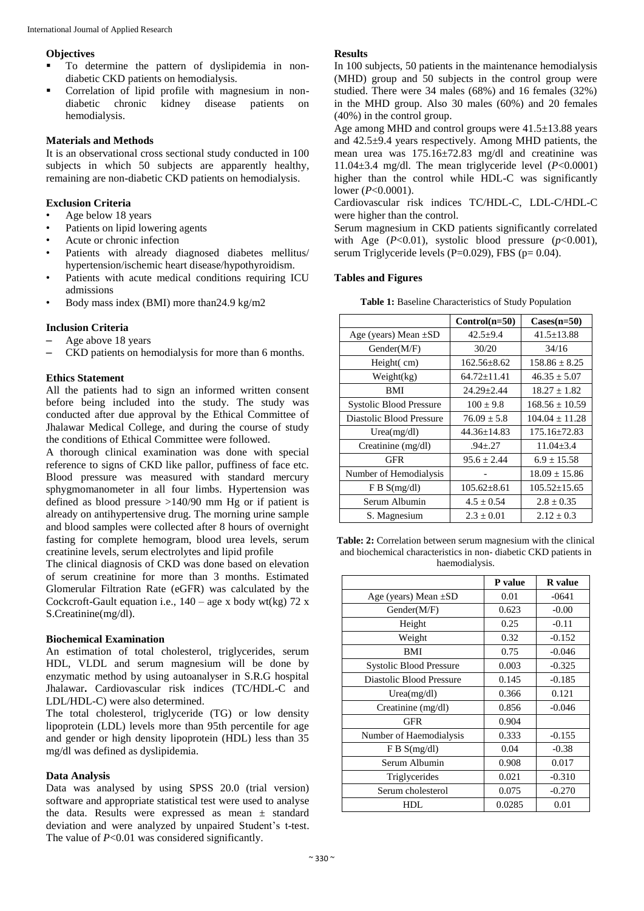### Objectives

- To determine the pattern of dyslipidemia in non-diabetic CKD patients on hemodialysis.
- Correlation of lipid profile with magnesium in non-diabetic chronic kidney disease patients on hemodialysis.

### Materials and Methods

It is an observational cross sectional study conducted in 100 subjects in which 50 subjects are apparently healthy, remaining are non-diabetic CKD patients on hemodialysis.

### Exclusion Criteria

- Age below 18 years
- Patients on lipid lowering agents
- Acute or chronic infection
- Patients with already diagnosed diabetes mellitus/ hypertension/ischemic heart disease/hypothyroidism.
- Patients with acute medical conditions requiring ICU admissions
- Body mass index (BMI) more than24.9 kg/m2

### Inclusion Criteria

- Age above 18 years
- CKD patients on hemodialysis for more than 6 months.

### Ethics Statement

All the patients had to sign an informed written consent before being included into the study. The study was conducted after due approval by the Ethical Committee of Jhalawar Medical College, and during the course of study the conditions of Ethical Committee were followed.

A thorough clinical examination was done with special reference to signs of CKD like pallor, puffiness of face etc. Blood pressure was measured with standard mercury sphygmomanometer in all four limbs. Hypertension was defined as blood pressure >140/90 mm Hg or if patient is already on antihypertensive drug. The morning urine sample and blood samples were collected after 8 hours of overnight fasting for complete hemogram, blood urea levels, serum creatinine levels, serum electrolytes and lipid profile

The clinical diagnosis of CKD was done based on elevation of serum creatinine for more than 3 months. Estimated Glomerular Filtration Rate (eGFR) was calculated by the Cockcroft-Gault equation i.e., 140 – age x body wt(kg) 72 x S.Creatinine(mg/dl).

### Biochemical Examination

An estimation of total cholesterol, triglycerides, serum HDL, VLDL and serum magnesium will be done by enzymatic method by using autoanalyser in S.R.G hospital Jhalawar**.** Cardiovascular risk indices (TC/HDL-C and LDL/HDL-C) were also determined.

The total cholesterol, triglyceride (TG) or low density lipoprotein (LDL) levels more than 95th percentile for age and gender or high density lipoprotein (HDL) less than 35 mg/dl was defined as dyslipidemia.

### Data Analysis

Data was analysed by using SPSS 20.0 (trial version) software and appropriate statistical test were used to analyse the data. Results were expressed as mean ± standard deviation and were analyzed by unpaired Student's t-test. The value of $P<0.01$ was considered significantly.

### Results

In 100 subjects, 50 patients in the maintenance hemodialysis (MHD) group and 50 subjects in the control group were studied. There were 34 males (68%) and 16 females (32%) in the MHD group. Also 30 males (60%) and 20 females (40%) in the control group.

Age among MHD and control groups were 41.5±13.88 years and 42.5±9.4 years respectively. Among MHD patients, the mean urea was 175.16±72.83 mg/dl and creatinine was 11.04±3.4 mg/dl. The mean triglyceride level ($P<0.0001$) higher than the control while HDL-C was significantly lower ($P<0.0001$).

Cardiovascular risk indices TC/HDL-C, LDL-C/HDL-C were higher than the control.

Serum magnesium in CKD patients significantly correlated with Age ($P<0.01$), systolic blood pressure ($p<0.001$), serum Triglyceride levels (P=0.029), FBS (p= 0.04).

### Tables and Figures

**Table 1:** Baseline Characteristics of Study Population

| | Control(n=50) | Cases(n=50) |
|---|---|---|
| Age (years) Mean ±SD | 42.5±9.4 | 41.5±13.88 |
| Gender(M/F) | 30/20 | 34/16 |
| Height( cm) | 162.56±8.62 | 158.86 ± 8.25 |
| Weight(kg) | 64.72±11.41 | 46.35 ± 5.07 |
| BMI | 24.29±2.44 | 18.27 ± 1.82 |
| Systolic Blood Pressure | 100 ± 9.8 | 168.56 ± 10.59 |
| Diastolic Blood Pressure | 76.09 ± 5.8 | 104.04 ± 11.28 |
| Urea(mg/dl) | 44.36±14.83 | 175.16±72.83 |
| Creatinine (mg/dl) | .94±.27 | 11.04±3.4 |
| GFR | 95.6 ± 2.44 | 6.9 ± 15.58 |
| Number of Hemodialysis | - | 18.09 ± 15.86 |
| F B S(mg/dl) | 105.62±8.61 | 105.52±15.65 |
| Serum Albumin | 4.5 ± 0.54 | 2.8 ± 0.35 |
| S. Magnesium | 2.3 ± 0.01 | 2.12 ± 0.3 |

**Table: 2:** Correlation between serum magnesium with the clinical and biochemical characteristics in non- diabetic CKD patients in haemodialysis.

| | P value | R value |
|---|---|---|
| Age (years) Mean ±SD | 0.01 | -0641 |
| Gender(M/F) | 0.623 | -0.00 |
| Height | 0.25 | -0.11 |
| Weight | 0.32 | -0.152 |
| BMI | 0.75 | -0.046 |
| Systolic Blood Pressure | 0.003 | -0.325 |
| Diastolic Blood Pressure | 0.145 | -0.185 |
| Urea(mg/dl) | 0.366 | 0.121 |
| Creatinine (mg/dl) | 0.856 | -0.046 |
| GFR | 0.904 | |
| Number of Haemodialysis | 0.333 | -0.155 |
| F B S(mg/dl) | 0.04 | -0.38 |
| Serum Albumin | 0.908 | 0.017 |
| Triglycerides | 0.021 | -0.310 |
| Serum cholesterol | 0.075 | -0.270 |
| HDL | 0.0285 | 0.01 |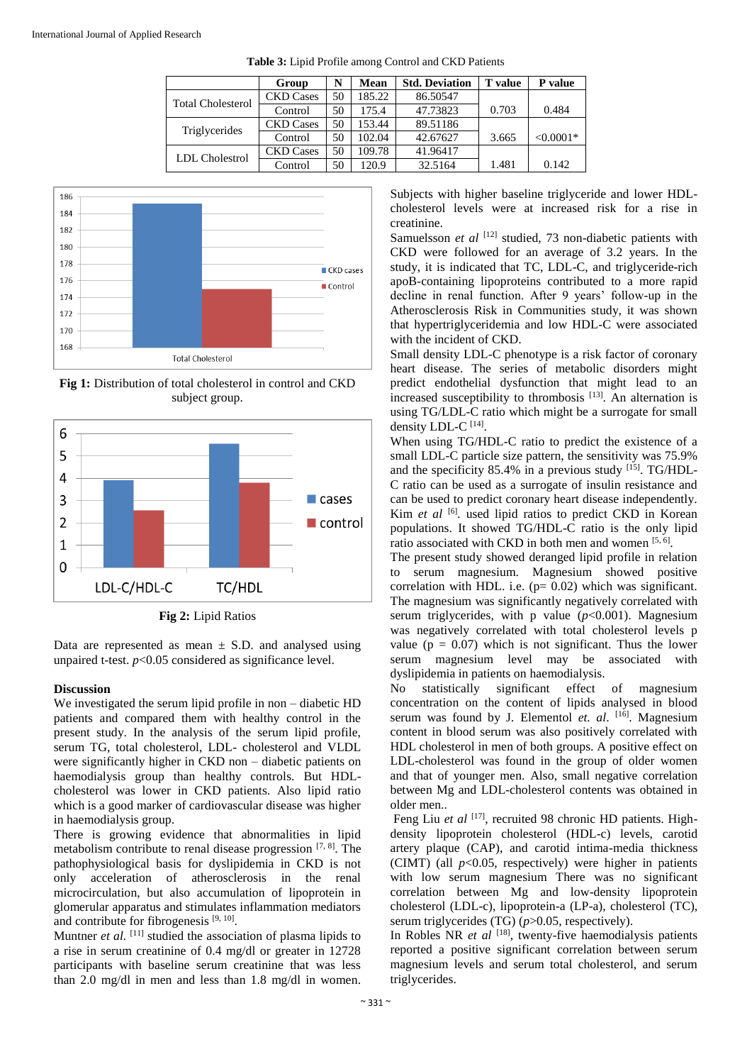**Table 3:** Lipid Profile among Control and CKD Patients

| | Group | N | Mean | Std. Deviation | T value | P value |
|---|---|---|---|---|---|---|
| Total Cholesterol | CKD Cases | 50 | 185.22 | 86.50547 | 0.703 | 0.484 |
| | Control | 50 | 175.4 | 47.73823 | | |
| Triglycerides | CKD Cases | 50 | 153.44 | 89.51186 | 3.665 | <0.0001* |
| | Control | 50 | 102.04 | 42.67627 | | |
| LDL Cholestrol | CKD Cases | 50 | 109.78 | 41.96417 | 1.481 | 0.142 |
| | Control | 50 | 120.9 | 32.5164 | | |

**Fig 1:** Distribution of total cholesterol in control and CKD subject group.

**Fig 2:** Lipid Ratios

Data are represented as mean ± S.D. and analysed using unpaired t-test. $p<0.05$ considered as significance level.

## Discussion

We investigated the serum lipid profile in non – diabetic HD patients and compared them with healthy control in the present study. In the analysis of the serum lipid profile, serum TG, total cholesterol, LDL- cholesterol and VLDL were significantly higher in CKD non – diabetic patients on haemodialysis group than healthy controls. But HDL-cholesterol was lower in CKD patients. Also lipid ratio which is a good marker of cardiovascular disease was higher in haemodialysis group.

There is growing evidence that abnormalities in lipid metabolism contribute to renal disease progression [7, 8]. The pathophysiological basis for dyslipidemia in CKD is not only acceleration of atherosclerosis in the renal microcirculation, but also accumulation of lipoprotein in glomerular apparatus and stimulates inflammation mediators and contribute for fibrogenesis [9, 10].

Muntner *et al.* [11] studied the association of plasma lipids to a rise in serum creatinine of 0.4 mg/dl or greater in 12728 participants with baseline serum creatinine that was less than 2.0 mg/dl in men and less than 1.8 mg/dl in women. Subjects with higher baseline triglyceride and lower HDL-cholesterol levels were at increased risk for a rise in creatinine.

Samuelsson *et al* [12] studied, 73 non-diabetic patients with CKD were followed for an average of 3.2 years. In the study, it is indicated that TC, LDL-C, and triglyceride-rich apoB-containing lipoproteins contributed to a more rapid decline in renal function. After 9 years' follow-up in the Atherosclerosis Risk in Communities study, it was shown that hypertriglyceridemia and low HDL-C were associated with the incident of CKD.

Small density LDL-C phenotype is a risk factor of coronary heart disease. The series of metabolic disorders might predict endothelial dysfunction that might lead to an increased susceptibility to thrombosis [13]. An alternation is using TG/LDL-C ratio which might be a surrogate for small density LDL-C [14].

When using TG/HDL-C ratio to predict the existence of a small LDL-C particle size pattern, the sensitivity was 75.9% and the specificity 85.4% in a previous study [15]. TG/HDL-C ratio can be used as a surrogate of insulin resistance and can be used to predict coronary heart disease independently. Kim *et al* [6]. used lipid ratios to predict CKD in Korean populations. It showed TG/HDL-C ratio is the only lipid ratio associated with CKD in both men and women [5, 6].

The present study showed deranged lipid profile in relation to serum magnesium. Magnesium showed positive correlation with HDL. i.e. (p= 0.02) which was significant. The magnesium was significantly negatively correlated with serum triglycerides, with p value ($p<0.001$). Magnesium was negatively correlated with total cholesterol levels p value (p = 0.07) which is not significant. Thus the lower serum magnesium level may be associated with dyslipidemia in patients on haemodialysis.

No statistically significant effect of magnesium concentration on the content of lipids analysed in blood serum was found by J. Elementol *et. al.* [16]. Magnesium content in blood serum was also positively correlated with HDL cholesterol in men of both groups. A positive effect on LDL-cholesterol was found in the group of older women and that of younger men. Also, small negative correlation between Mg and LDL-cholesterol contents was obtained in older men..

Feng Liu *et al* [17], recruited 98 chronic HD patients. High-density lipoprotein cholesterol (HDL-c) levels, carotid artery plaque (CAP), and carotid intima-media thickness (CIMT) (all $p<0.05$, respectively) were higher in patients with low serum magnesium There was no significant correlation between Mg and low-density lipoprotein cholesterol (LDL-c), lipoprotein-a (LP-a), cholesterol (TC), serum triglycerides (TG) ($p>0.05$, respectively).

In Robles NR *et al* [18], twenty-five haemodialysis patients reported a positive significant correlation between serum magnesium levels and serum total cholesterol, and serum triglycerides.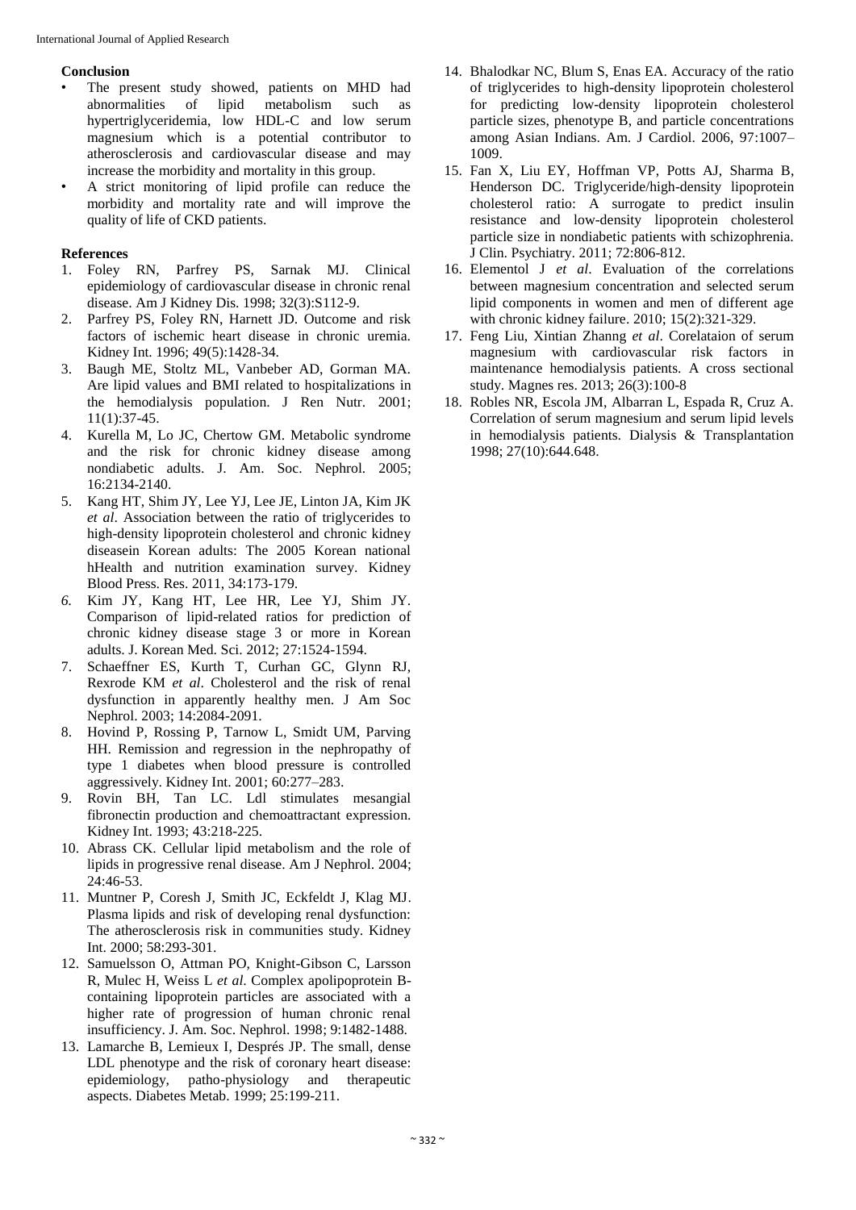## Conclusion

- The present study showed, patients on MHD had abnormalities of lipid metabolism such as hypertriglyceridemia, low HDL-C and low serum magnesium which is a potential contributor to atherosclerosis and cardiovascular disease and may increase the morbidity and mortality in this group.
- A strict monitoring of lipid profile can reduce the morbidity and mortality rate and will improve the quality of life of CKD patients.

## References

1. Foley RN, Parfrey PS, Sarnak MJ. Clinical epidemiology of cardiovascular disease in chronic renal disease. Am J Kidney Dis. 1998; 32(3):S112-9.
2. Parfrey PS, Foley RN, Harnett JD. Outcome and risk factors of ischemic heart disease in chronic uremia. Kidney Int. 1996; 49(5):1428-34.
3. Baugh ME, Stoltz ML, Vanbeber AD, Gorman MA. Are lipid values and BMI related to hospitalizations in the hemodialysis population. J Ren Nutr. 2001; 11(1):37-45.
4. Kurella M, Lo JC, Chertow GM. Metabolic syndrome and the risk for chronic kidney disease among nondiabetic adults. J. Am. Soc. Nephrol. 2005; 16:2134-2140.
5. Kang HT, Shim JY, Lee YJ, Lee JE, Linton JA, Kim JK *et al*. Association between the ratio of triglycerides to high-density lipoprotein cholesterol and chronic kidney diseasein Korean adults: The 2005 Korean national hHealth and nutrition examination survey. Kidney Blood Press. Res. 2011, 34:173-179.
6. Kim JY, Kang HT, Lee HR, Lee YJ, Shim JY. Comparison of lipid-related ratios for prediction of chronic kidney disease stage 3 or more in Korean adults. J. Korean Med. Sci. 2012; 27:1524-1594.
7. Schaeffner ES, Kurth T, Curhan GC, Glynn RJ, Rexrode KM *et al*. Cholesterol and the risk of renal dysfunction in apparently healthy men. J Am Soc Nephrol. 2003; 14:2084-2091.
8. Hovind P, Rossing P, Tarnow L, Smidt UM, Parving HH. Remission and regression in the nephropathy of type 1 diabetes when blood pressure is controlled aggressively. Kidney Int. 2001; 60:277–283.
9. Rovin BH, Tan LC. Ldl stimulates mesangial fibronectin production and chemoattractant expression. Kidney Int. 1993; 43:218-225.
10. Abrass CK. Cellular lipid metabolism and the role of lipids in progressive renal disease. Am J Nephrol. 2004; 24:46-53.
11. Muntner P, Coresh J, Smith JC, Eckfeldt J, Klag MJ. Plasma lipids and risk of developing renal dysfunction: The atherosclerosis risk in communities study. Kidney Int. 2000; 58:293-301.
12. Samuelsson O, Attman PO, Knight-Gibson C, Larsson R, Mulec H, Weiss L *et al*. Complex apolipoprotein B-containing lipoprotein particles are associated with a higher rate of progression of human chronic renal insufficiency. J. Am. Soc. Nephrol. 1998; 9:1482-1488.
13. Lamarche B, Lemieux I, Després JP. The small, dense LDL phenotype and the risk of coronary heart disease: epidemiology, patho-physiology and therapeutic aspects. Diabetes Metab. 1999; 25:199-211.
14. Bhalodkar NC, Blum S, Enas EA. Accuracy of the ratio of triglycerides to high-density lipoprotein cholesterol for predicting low-density lipoprotein cholesterol particle sizes, phenotype B, and particle concentrations among Asian Indians. Am. J Cardiol. 2006, 97:1007–1009.
15. Fan X, Liu EY, Hoffman VP, Potts AJ, Sharma B, Henderson DC. Triglyceride/high-density lipoprotein cholesterol ratio: A surrogate to predict insulin resistance and low-density lipoprotein cholesterol particle size in nondiabetic patients with schizophrenia. J Clin. Psychiatry. 2011; 72:806-812.
16. Elementol J *et al*. Evaluation of the correlations between magnesium concentration and selected serum lipid components in women and men of different age with chronic kidney failure. 2010; 15(2):321-329.
17. Feng Liu, Xintian Zhanng *et al*. Corelataion of serum magnesium with cardiovascular risk factors in maintenance hemodialysis patients. A cross sectional study. Magnes res. 2013; 26(3):100-8
18. Robles NR, Escola JM, Albarran L, Espada R, Cruz A. Correlation of serum magnesium and serum lipid levels in hemodialysis patients. Dialysis & Transplantation 1998; 27(10):644.648.